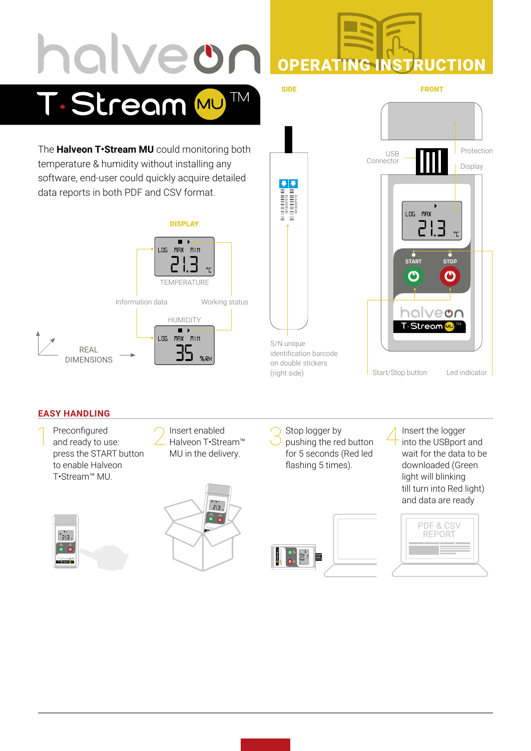# halveon T·Stream MU™

## OPERATING INSTRUCTION

The **Halveon T·Stream MU** could monitoring both temperature & humidity without installing any software, end-user could quickly acquire detailed data reports in both PDF and CSV format.

### DISPLAY

TEMPERATURE

Information data

Working status

HUMIDITY

REAL DIMENSIONS

### SIDE

S/N unique identification barcode on double stickers (right side)

### FRONT

USB Connector

Protection

Display

START

STOP

Start/Stop button

Led indicator

## EASY HANDLING

1. Preconfigured and ready to use: press the START button to enable Halveon T·Stream™ MU.
2. Insert enabled Halveon T·Stream™ MU in the delivery.
3. Stop logger by pushing the red button for 5 seconds (Red led flashing 5 times).
4. Insert the logger into the USBport and wait for the data to be downloaded (Green light will blinking till turn into Red light) and data are ready

PDF & CSV REPORT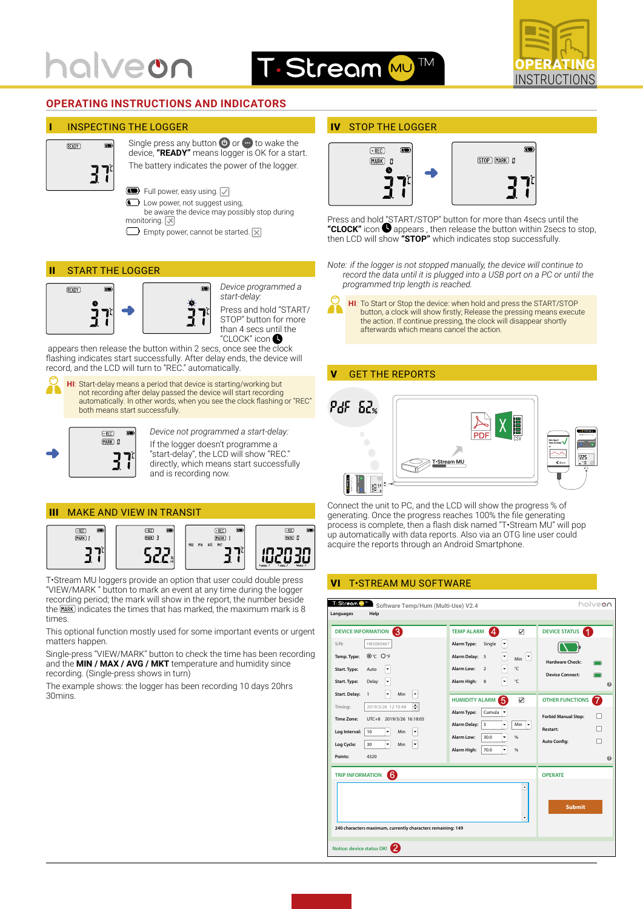# OPERATING INSTRUCTIONS AND INDICATORS

## I INSPECTING THE LOGGER

Single press any button or to wake the device, **"READY"** means logger is OK for a start.

The battery indicates the power of the logger.

- Full power, easy using.
- Low power, not suggest using, be aware the device may possibly stop during monitoring.
- Empty power, cannot be started.

## II START THE LOGGER

*Device programmed a start-delay:*

Press and hold "START/STOP" button for more than 4 secs until the "CLOCK" icon appears then release the button within 2 secs, once see the clock flashing indicates start successfully. After delay ends, the device will record, and the LCD will turn to "REC." automatically.

**HI**: Start-delay means a period that device is starting/working but not recording after delay passed the device will start recording automatically. In other words, when you see the clock flashing or "REC" both means start successfully.

*Device not programmed a start-delay:*

If the logger doesn't programme a "start-delay", the LCD will show "REC." directly, which means start successfully and is recording now.

## III MAKE AND VIEW IN TRANSIT

T•Stream MU loggers provide an option that user could double press "VIEW/MARK " button to mark an event at any time during the logger recording period; the mark will show in the report, the number beside the MARK indicates the times that has marked, the maximum mark is 8 times.

This optional function mostly used for some important events or urgent matters happen.

Single-press "VIEW/MARK" button to check the time has been recording and the **MIN / MAX / AVG / MKT** temperature and humidity since recording. (Single-press shows in turn)

The example shows: the logger has been recording 10 days 20hrs 30mins.

## IV STOP THE LOGGER

Press and hold "START/STOP" button for more than 4secs until the **"CLOCK"** icon appears , then release the button within 2secs to stop, then LCD will show **"STOP"** which indicates stop successfully.

*Note: if the logger is not stopped manually, the device will continue to record the data until it is plugged into a USB port on a PC or until the programmed trip length is reached.*

**HI**: To Start or Stop the device: when hold and press the START/STOP button, a clock will show firstly; Release the pressing means execute the action. If continue pressing, the clock will disappear shortly afterwards which means cancel the action.

## V GET THE REPORTS

Connect the unit to PC, and the LCD will show the progress % of generating. Once the progress reaches 100% the file generating process is complete, then a flash disk named "T•Stream MU" will pop up automatically with data reports. Also via an OTG line user could acquire the reports through an Android Smartphone.

## VI T•STREAM MU SOFTWARE

Software Temp/Hum (Multi-Use) V2.4

Languages Help

**DEVICE INFORMATION** 3

- S/N: H85080467
- Temp. Type: °C °F
- Start. Type: Auto
- Start. Type: Delay
- Start. Delay: 1 Min
- Timing: 2019/3/26 12:10:48
- Time Zone: UTC+8 2019/3/26 16:18:05
- Log Interval: 10 Min
- Log Cycle: 30 Min
- Points: 4320

**TEMP ALARM** 4

- Alarm Type: Single
- Alarm Delay: 5 Min
- Alarm Low: 2 °C
- Alarm High: 8 °C

**HUMIDITY ALARM** 5

- Alarm Type: Cumula
- Alarm Delay: 5 Min
- Alarm Low: 30.0 %
- Alarm High: 70.0 %

**DEVICE STATUS** 1

- Hardware Check:
- Device Connect:

**OTHER FUNCTIONS** 7

- Forbid Manual Stop:
- Restart:
- Auto Config:

**TRIP INFORMATION** 6

240 characters maximum, currently characters remaining: 149

**OPERATE**

Submit

Notice: device status OK! 2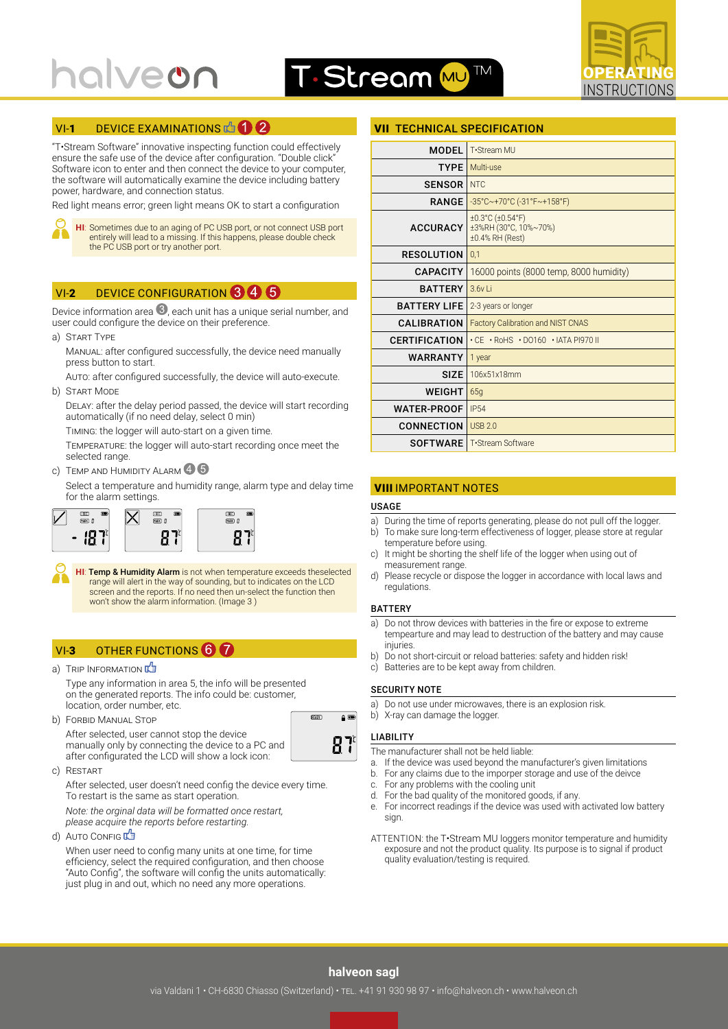halveon

T·Stream MU™

OPERATING INSTRUCTIONS

## VI-1 DEVICE EXAMINATIONS 1 2

"T•Stream Software" innovative inspecting function could effectively ensure the safe use of the device after configuration. "Double click" Software icon to enter and then connect the device to your computer, the software will automatically examine the device including battery power, hardware, and connection status.

Red light means error; green light means OK to start a configuration

**HI**: Sometimes due to an aging of PC USB port, or not connect USB port entirely will lead to a missing. If this happens, please double check the PC USB port or try another port.

## VI-2 DEVICE CONFIGURATION 3 4 5

Device information area 3, each unit has a unique serial number, and user could configure the device on their preference.

a) Start Type

Manual: after configured successfully, the device need manually press button to start.

Auto: after configured successfully, the device will auto-execute.

b) Start Mode

Delay: after the delay period passed, the device will start recording automatically (if no need delay, select 0 min)

Timing: the logger will auto-start on a given time.

Temperature: the logger will auto-start recording once meet the selected range.

c) Temp and Humidity Alarm 4 5

Select a temperature and humidity range, alarm type and delay time for the alarm settings.

-18.7 87 87

**HI**: **Temp & Humidity Alarm** is not when temperature exceeds theselected range will alert in the way of sounding, but to indicates on the LCD screen and the reports. If no need then un-select the function then won't show the alarm information. (Image 3 )

## VI-3 OTHER FUNCTIONS 6 7

a) Trip Information

Type any information in area 5, the info will be presented on the generated reports. The info could be: customer, location, order number, etc.

b) Forbid Manual Stop

After selected, user cannot stop the device manually only by connecting the device to a PC and after configurated the LCD will show a lock icon:

87

c) Restart

After selected, user doesn't need config the device every time. To restart is the same as start operation.

*Note: the orginal data will be formatted once restart, please acquire the reports before restarting.*

d) Auto Config

When user need to config many units at one time, for time efficiency, select the required configuration, and then choose "Auto Config", the software will config the units automatically: just plug in and out, which no need any more operations.

## VII TECHNICAL SPECIFICATION

| | |
|---|---|
| **MODEL** | T•Stream MU |
| **TYPE** | Multi-use |
| **SENSOR** | NTC |
| **RANGE** | -35°C~+70°C (-31°F~+158°F) |
| **ACCURACY** | ±0.3°C (±0.54°F)<br>±3%RH (30°C, 10%~70%)<br>±0.4% RH (Rest) |
| **RESOLUTION** | 0,1 |
| **CAPACITY** | 16000 points (8000 temp, 8000 humidity) |
| **BATTERY** | 3.6v Li |
| **BATTERY LIFE** | 2-3 years or longer |
| **CALIBRATION** | Factory Calibration and NIST CNAS |
| **CERTIFICATION** | • CE • RoHS • DO160 • IATA PI970 II |
| **WARRANTY** | 1 year |
| **SIZE** | 106x51x18mm |
| **WEIGHT** | 65g |
| **WATER-PROOF** | IP54 |
| **CONNECTION** | USB 2.0 |
| **SOFTWARE** | T•Stream Software |

## VIII IMPORTANT NOTES

### USAGE

a) During the time of reports generating, please do not pull off the logger.
b) To make sure long-term effectiveness of logger, please store at regular temperature before using.
c) It might be shorting the shelf life of the logger when using out of measurement range.
d) Please recycle or dispose the logger in accordance with local laws and regulations.

### BATTERY

a) Do not throw devices with batteries in the fire or expose to extreme tempearture and may lead to destruction of the battery and may cause injuries.
b) Do not short-circuit or reload batteries: safety and hidden risk!
c) Batteries are to be kept away from children.

### SECURITY NOTE

a) Do not use under microwaves, there is an explosion risk.
b) X-ray can damage the logger.

### LIABILITY

The manufacturer shall not be held liable:

a. If the device was used beyond the manufacturer's given limitations
b. For any claims due to the imporper storage and use of the deivce
c. For any problems with the cooling unit
d. For the bad quality of the monitored goods, if any.
e. For incorrect readings if the device was used with activated low battery sign.

ATTENTION: the T•Stream MU loggers monitor temperature and humidity exposure and not the product quality. Its purpose is to signal if product quality evaluation/testing is required.

**halveon sagl**

via Valdani 1 • CH-6830 Chiasso (Switzerland) • tel. +41 91 930 98 97 • info@halveon.ch • www.halveon.ch